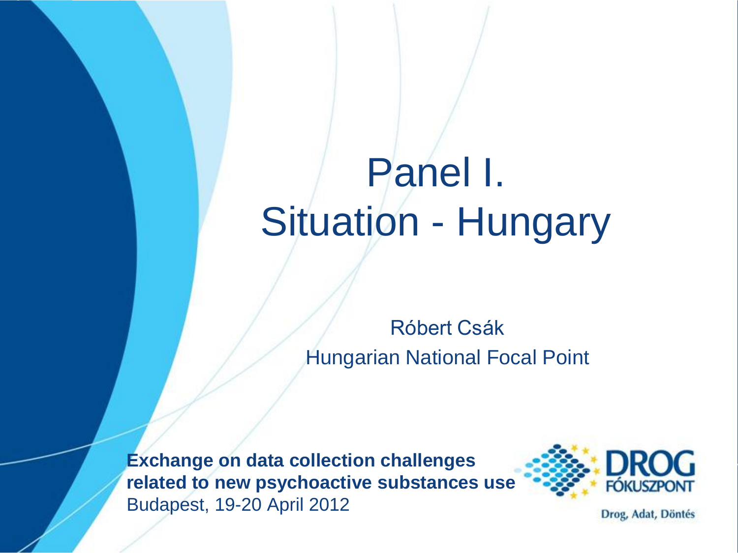# Panel I.
# Situation - Hungary

Róbert Csák

Hungarian National Focal Point

**Exchange on data collection challenges related to new psychoactive substances use**

Budapest, 19-20 April 2012

DROG FÓKUSZPONT

Drog, Adat, Döntés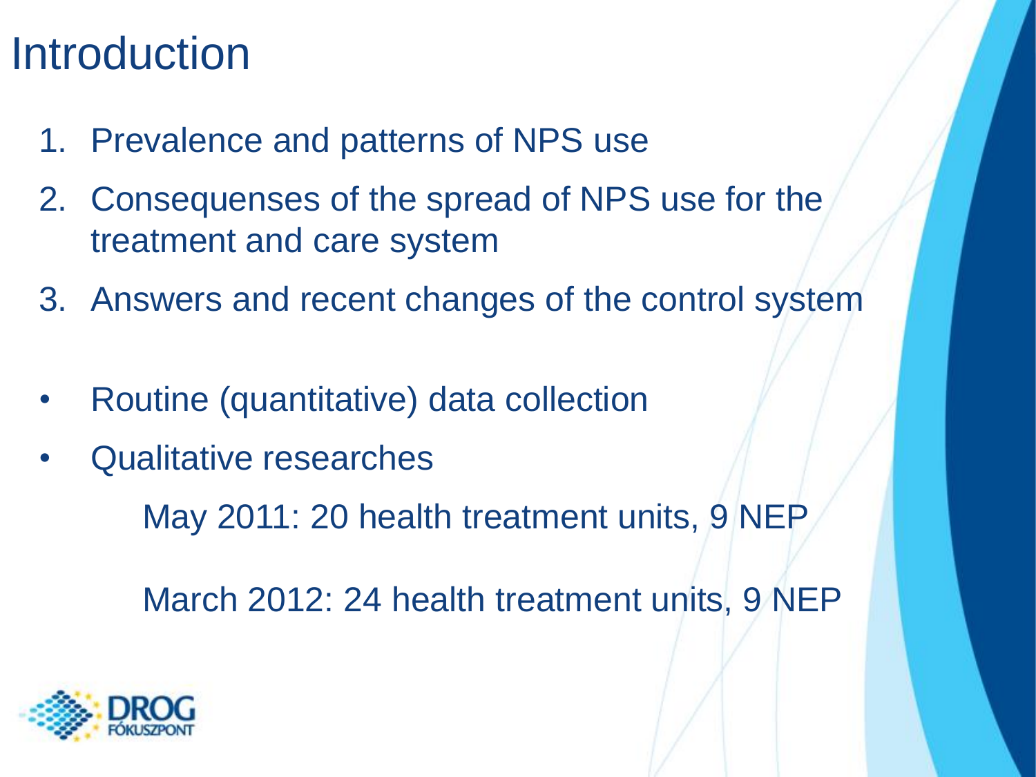# Introduction

1. Prevalence and patterns of NPS use
2. Consequenses of the spread of NPS use for the treatment and care system
3. Answers and recent changes of the control system

- Routine (quantitative) data collection
- Qualitative researches

  May 2011: 20 health treatment units, 9 NEP

  March 2012: 24 health treatment units, 9 NEP

DROG FÓKUSZPONT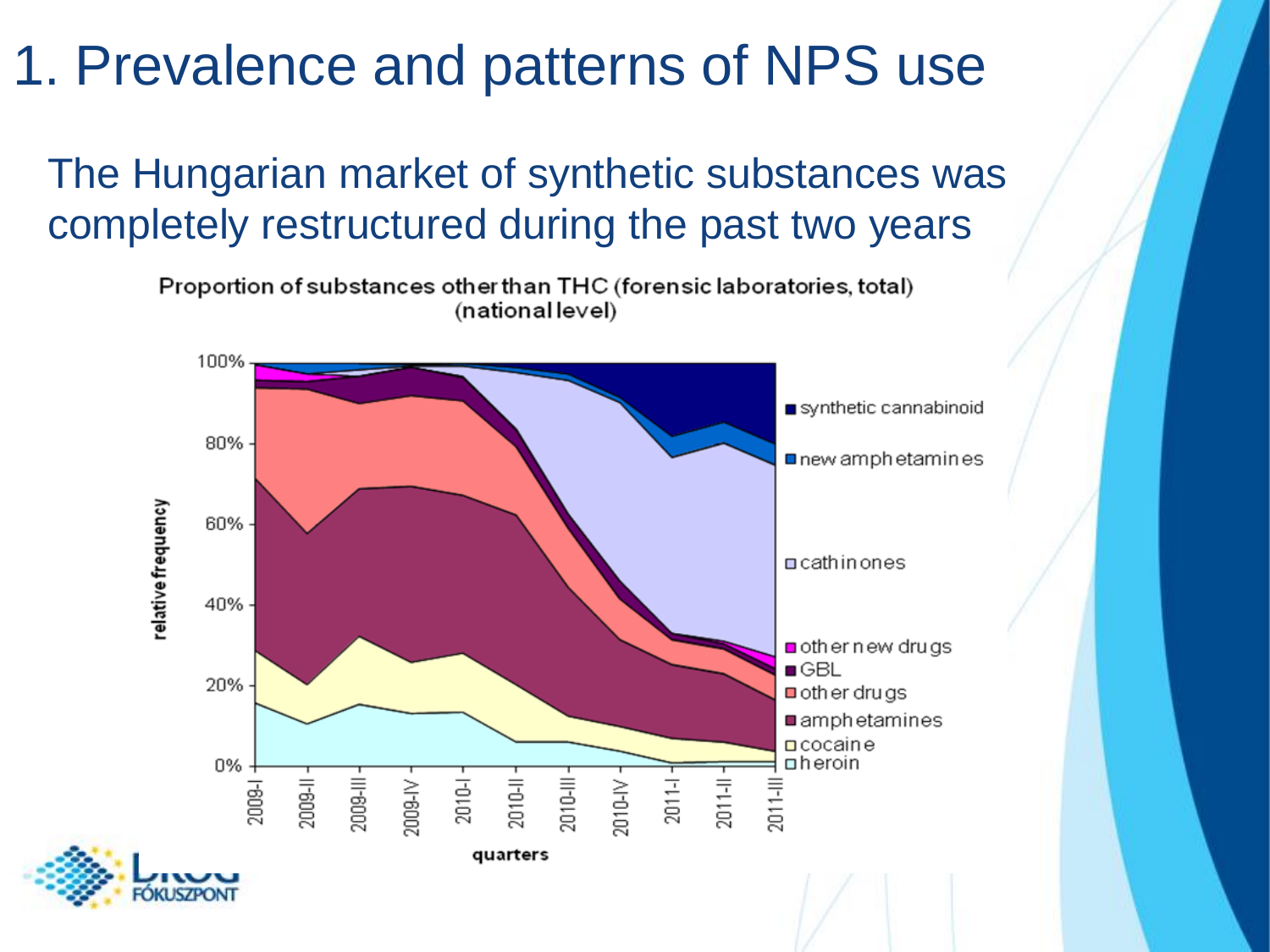# 1. Prevalence and patterns of NPS use

The Hungarian market of synthetic substances was completely restructured during the past two years

Proportion of substances other than THC (forensic laboratories, total) (national level)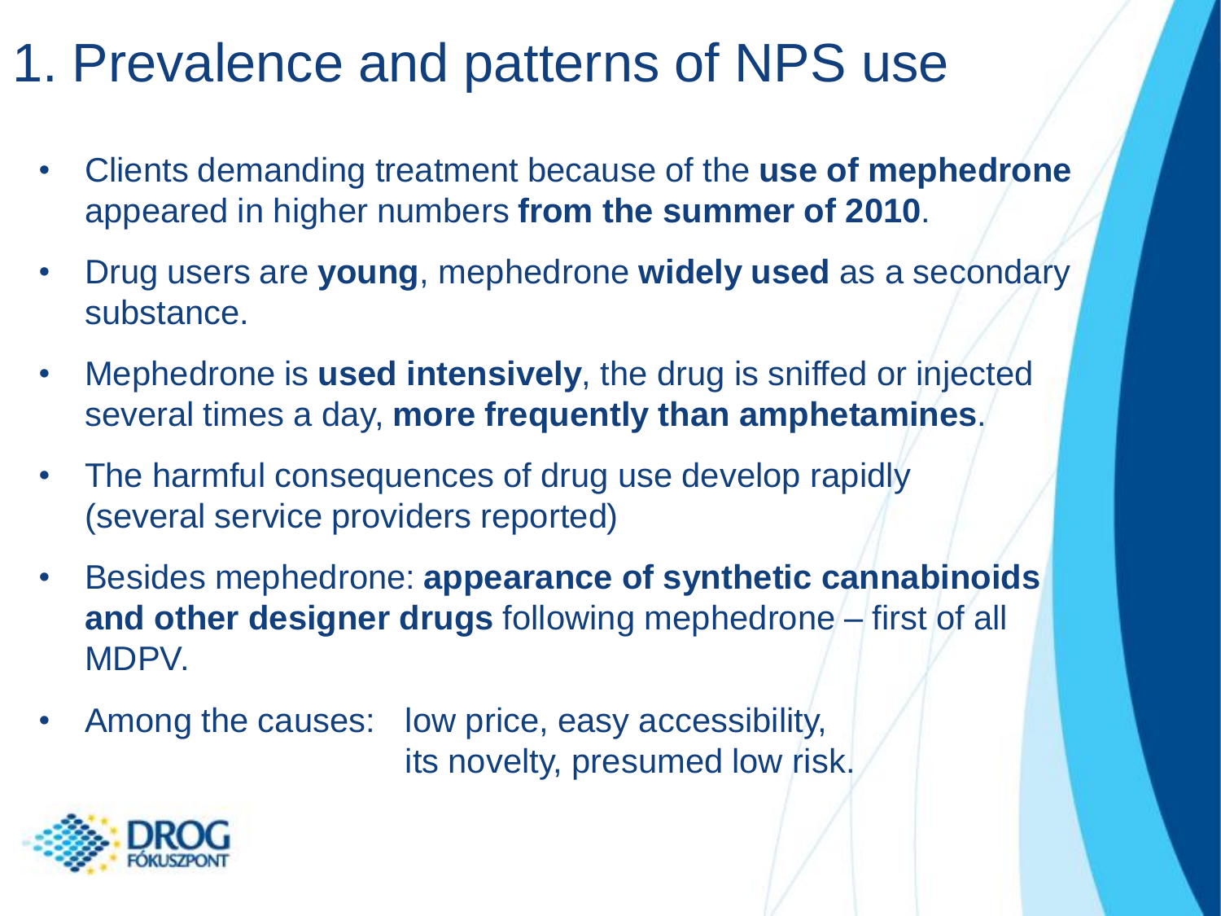# 1. Prevalence and patterns of NPS use

- Clients demanding treatment because of the **use of mephedrone** appeared in higher numbers **from the summer of 2010**.
- Drug users are **young**, mephedrone **widely used** as a secondary substance.
- Mephedrone is **used intensively**, the drug is sniffed or injected several times a day, **more frequently than amphetamines**.
- The harmful consequences of drug use develop rapidly (several service providers reported)
- Besides mephedrone: **appearance of synthetic cannabinoids and other designer drugs** following mephedrone – first of all MDPV.
- Among the causes: low price, easy accessibility, its novelty, presumed low risk.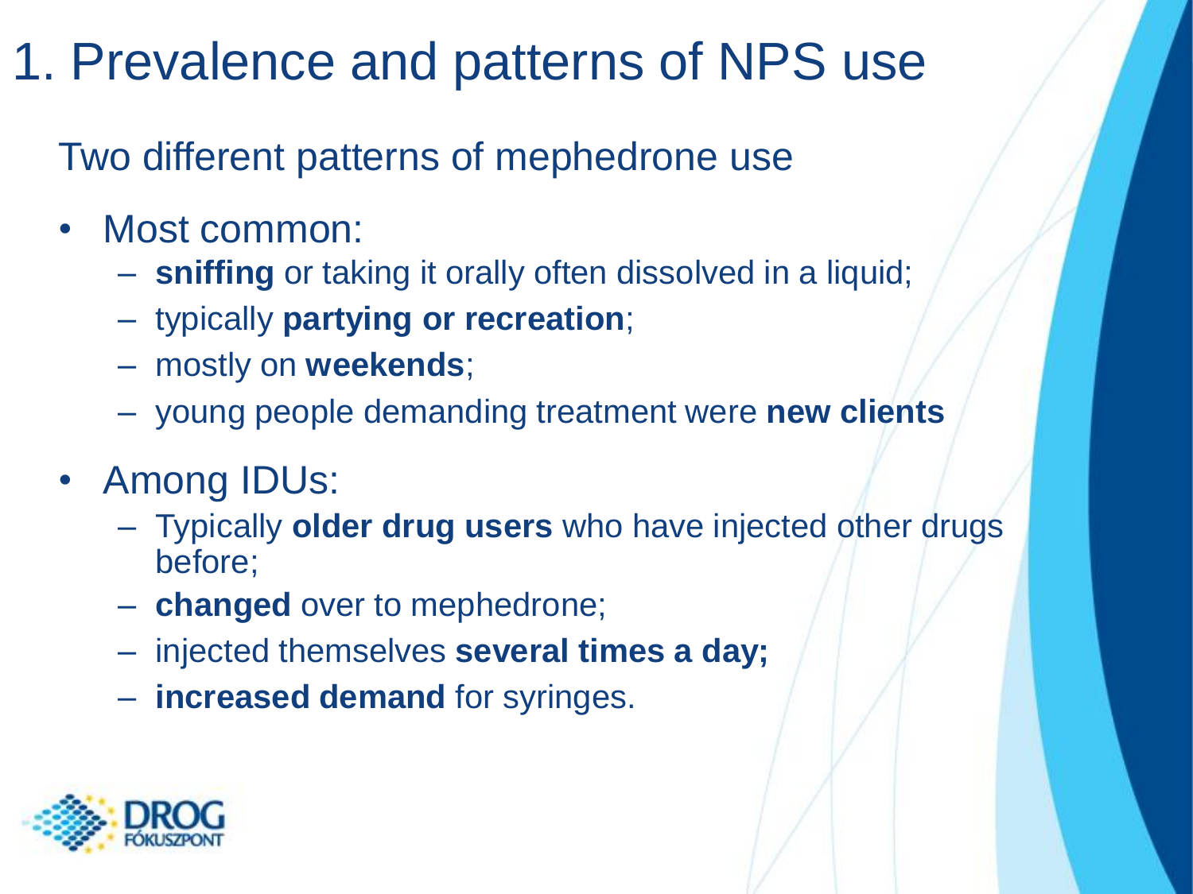# 1. Prevalence and patterns of NPS use

Two different patterns of mephedrone use

- Most common:
  - **sniffing** or taking it orally often dissolved in a liquid;
  - typically **partying or recreation**;
  - mostly on **weekends**;
  - young people demanding treatment were **new clients**
- Among IDUs:
  - Typically **older drug users** who have injected other drugs before;
  - **changed** over to mephedrone;
  - injected themselves **several times a day;**
  - **increased demand** for syringes.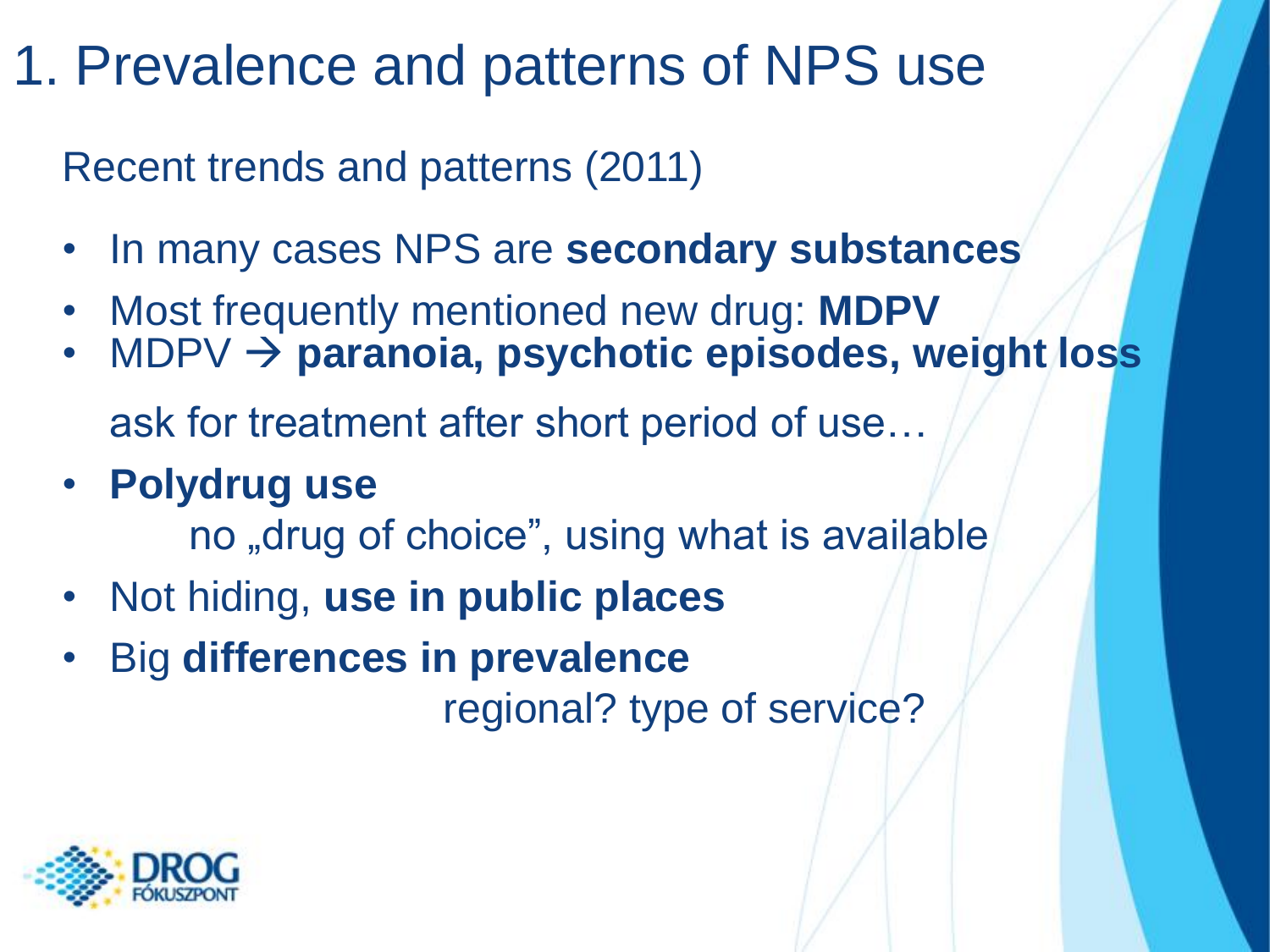# 1. Prevalence and patterns of NPS use

Recent trends and patterns (2011)

- In many cases NPS are **secondary substances**
- Most frequently mentioned new drug: **MDPV**
- MDPV → **paranoia, psychotic episodes, weight loss**

  ask for treatment after short period of use…
- **Polydrug use**

  no „drug of choice", using what is available
- Not hiding, **use in public places**
- Big **differences in prevalence**

  regional? type of service?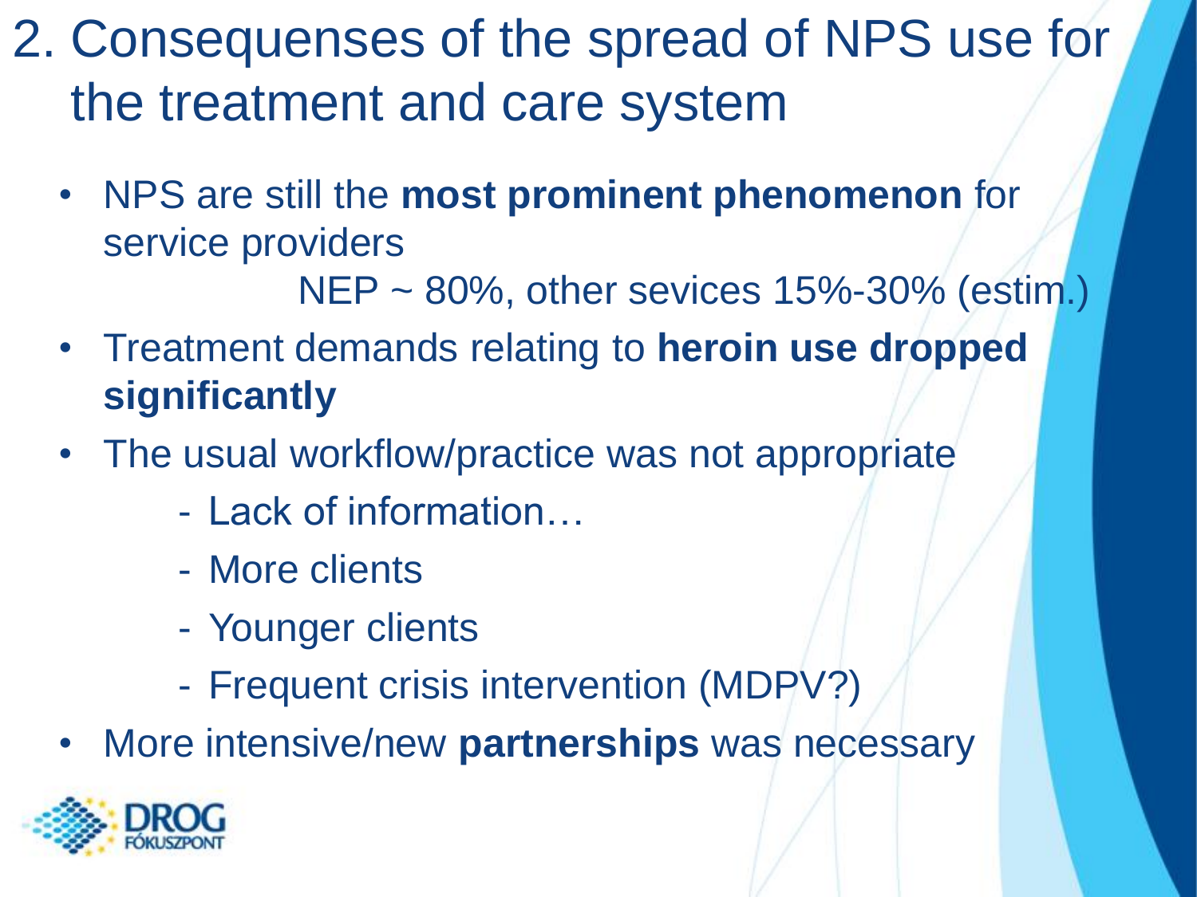# 2. Consequenses of the spread of NPS use for the treatment and care system

- NPS are still the **most prominent phenomenon** for service providers

  NEP ~ 80%, other sevices 15%-30% (estim.)

- Treatment demands relating to **heroin use dropped significantly**
- The usual workflow/practice was not appropriate
  - Lack of information…
  - More clients
  - Younger clients
  - Frequent crisis intervention (MDPV?)
- More intensive/new **partnerships** was necessary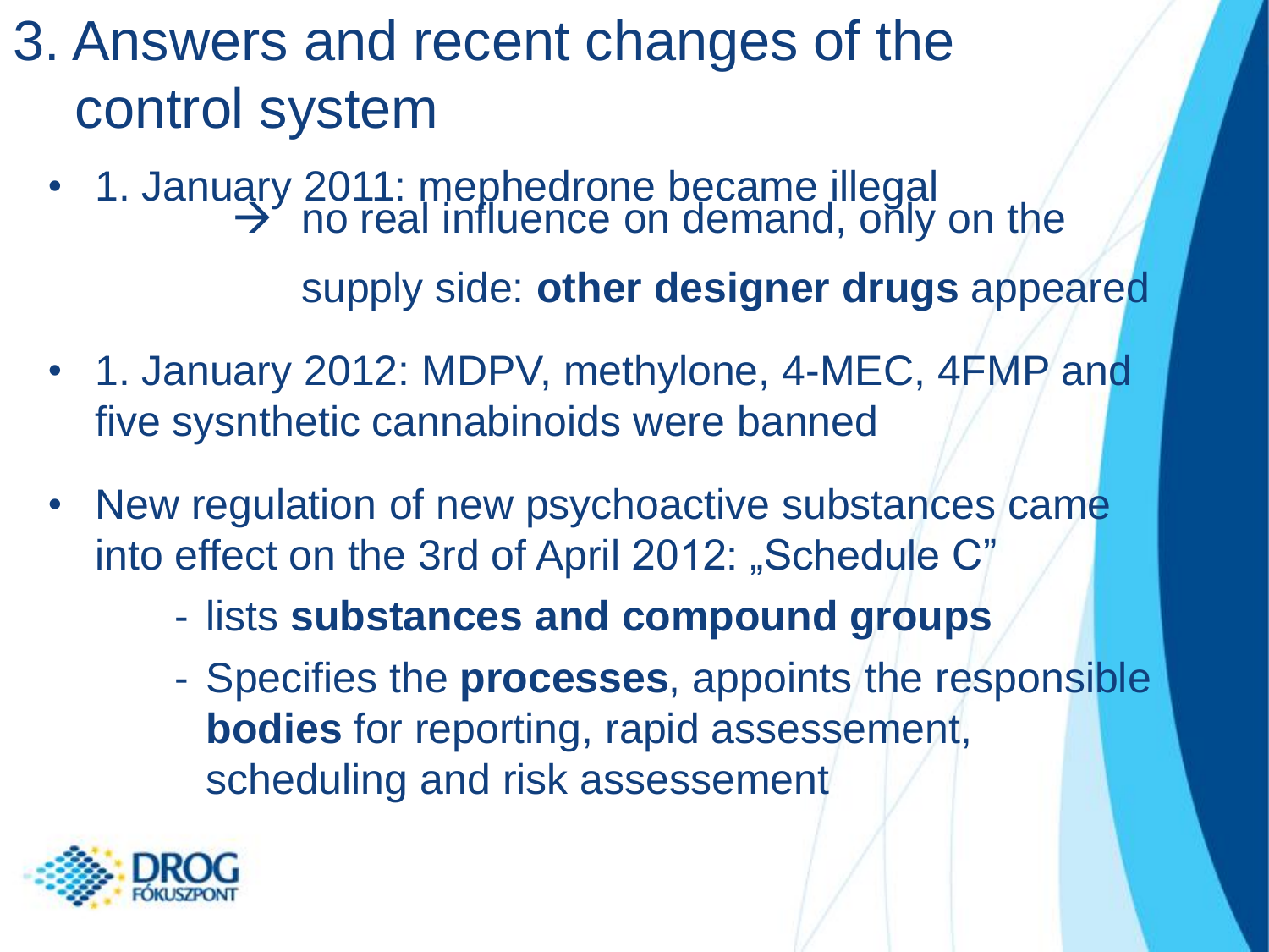# 3. Answers and recent changes of the control system

- 1. January 2011: mephedrone became illegal
  → no real influence on demand, only on the supply side: **other designer drugs** appeared
- 1. January 2012: MDPV, methylone, 4-MEC, 4FMP and five sysnthetic cannabinoids were banned
- New regulation of new psychoactive substances came into effect on the 3rd of April 2012: „Schedule C"
  - lists **substances and compound groups**
  - Specifies the **processes**, appoints the responsible **bodies** for reporting, rapid assessement, scheduling and risk assessement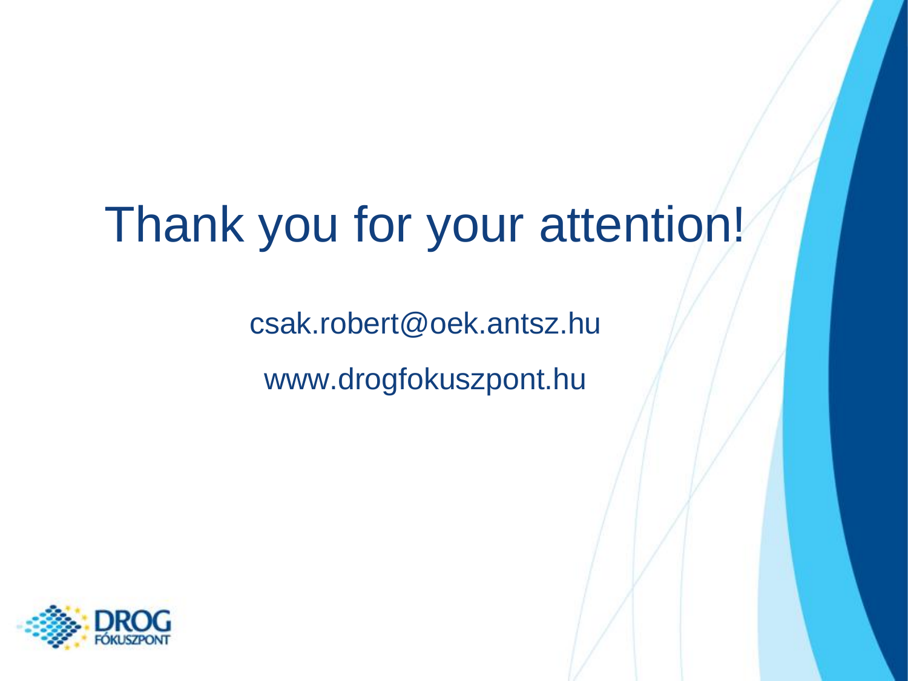# Thank you for your attention!

csak.robert@oek.antsz.hu

www.drogfokuszpont.hu

DROG FÓKUSZPONT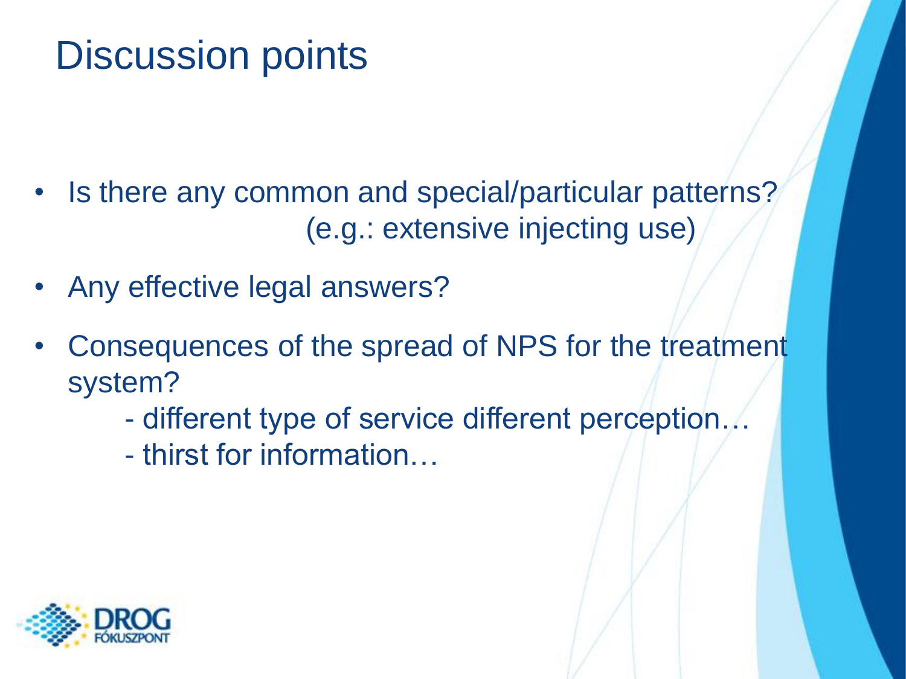# Discussion points

- Is there any common and special/particular patterns? (e.g.: extensive injecting use)
- Any effective legal answers?
- Consequences of the spread of NPS for the treatment system?
  - different type of service different perception…
  - thirst for information…

DROG FÓKUSZPONT